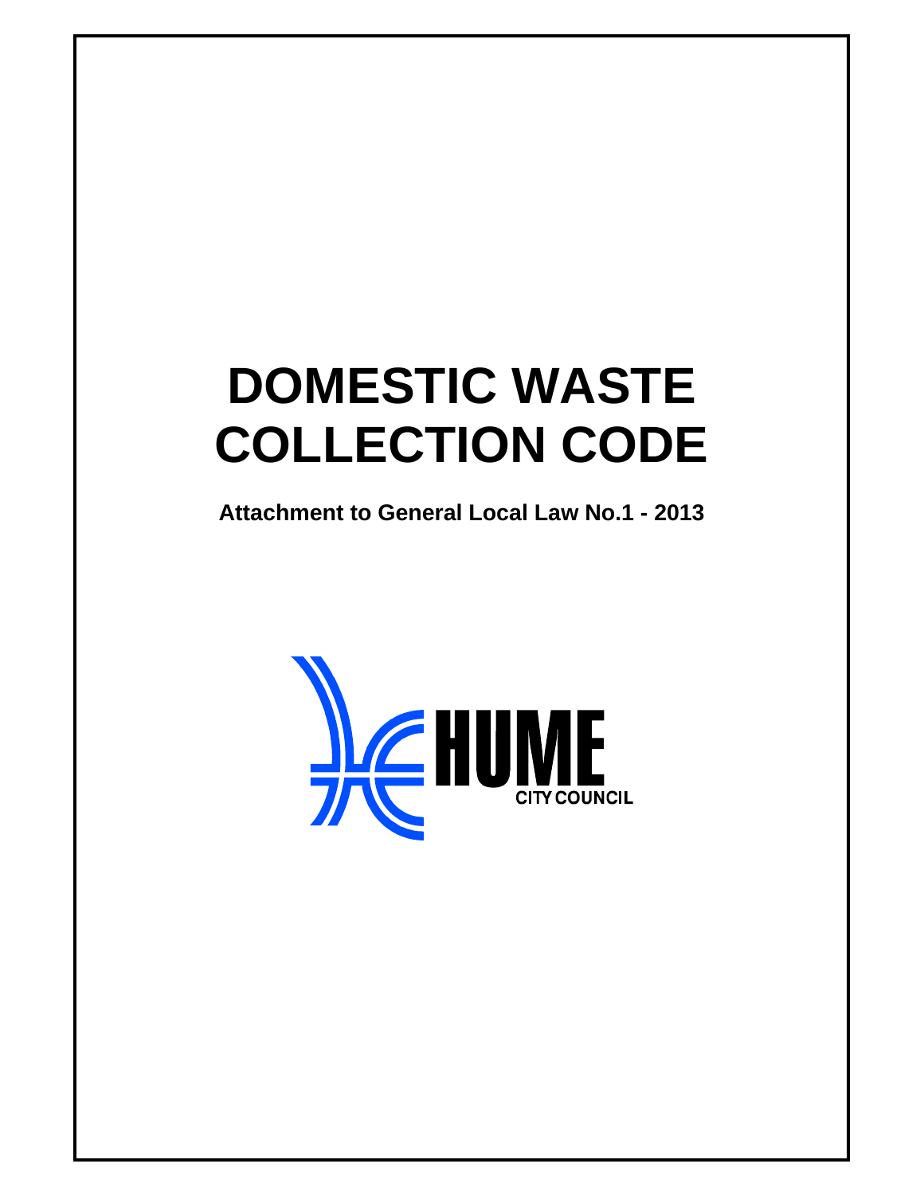# DOMESTIC WASTE COLLECTION CODE

**Attachment to General Local Law No.1 - 2013**

HUME CITY COUNCIL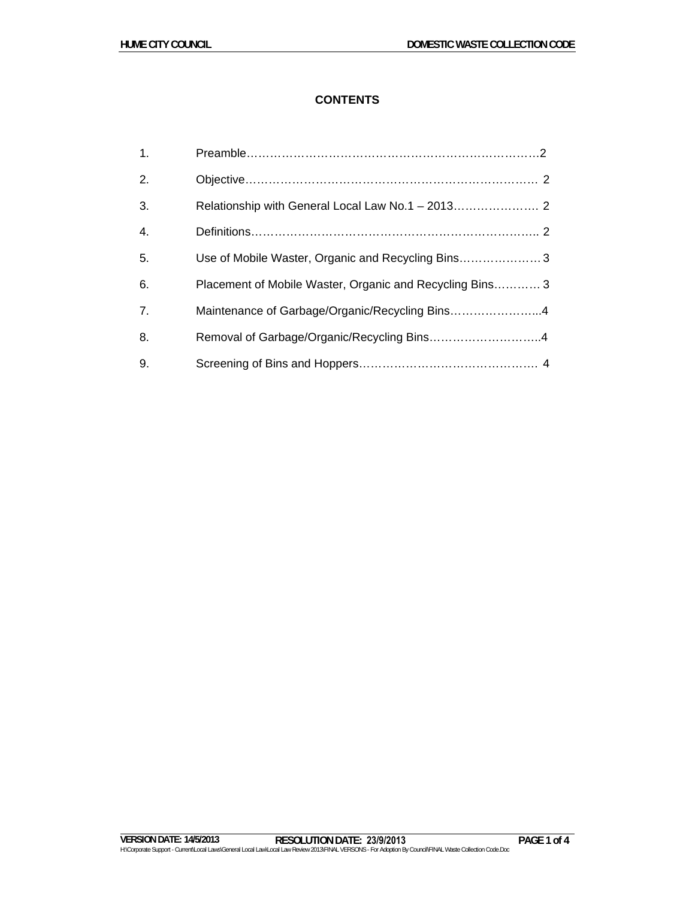## CONTENTS

1. Preamble…………………………………………………………………2
2. Objective……………………………………………………………… 2
3. Relationship with General Local Law No.1 – 2013…………………. 2
4. Definitions…………………………………………………………….. 2
5. Use of Mobile Waster, Organic and Recycling Bins………………… 3
6. Placement of Mobile Waster, Organic and Recycling Bins………… 3
7. Maintenance of Garbage/Organic/Recycling Bins…………………...4
8. Removal of Garbage/Organic/Recycling Bins………………………..4
9. Screening of Bins and Hoppers………………………………………. 4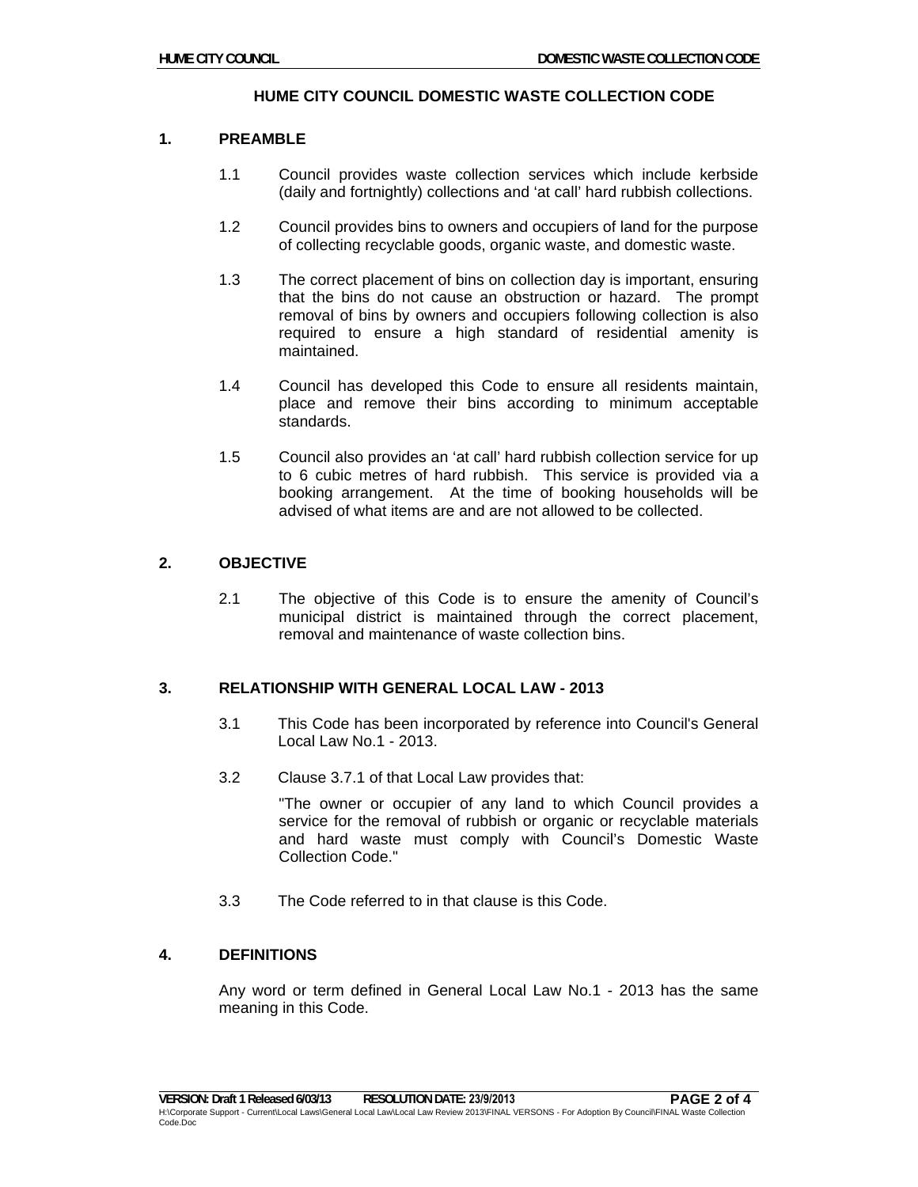# HUME CITY COUNCIL DOMESTIC WASTE COLLECTION CODE

## 1. PREAMBLE

1.1 Council provides waste collection services which include kerbside (daily and fortnightly) collections and 'at call' hard rubbish collections.

1.2 Council provides bins to owners and occupiers of land for the purpose of collecting recyclable goods, organic waste, and domestic waste.

1.3 The correct placement of bins on collection day is important, ensuring that the bins do not cause an obstruction or hazard. The prompt removal of bins by owners and occupiers following collection is also required to ensure a high standard of residential amenity is maintained.

1.4 Council has developed this Code to ensure all residents maintain, place and remove their bins according to minimum acceptable standards.

1.5 Council also provides an 'at call' hard rubbish collection service for up to 6 cubic metres of hard rubbish. This service is provided via a booking arrangement. At the time of booking households will be advised of what items are and are not allowed to be collected.

## 2. OBJECTIVE

2.1 The objective of this Code is to ensure the amenity of Council's municipal district is maintained through the correct placement, removal and maintenance of waste collection bins.

## 3. RELATIONSHIP WITH GENERAL LOCAL LAW - 2013

3.1 This Code has been incorporated by reference into Council's General Local Law No.1 - 2013.

3.2 Clause 3.7.1 of that Local Law provides that:

"The owner or occupier of any land to which Council provides a service for the removal of rubbish or organic or recyclable materials and hard waste must comply with Council's Domestic Waste Collection Code."

3.3 The Code referred to in that clause is this Code.

## 4. DEFINITIONS

Any word or term defined in General Local Law No.1 - 2013 has the same meaning in this Code.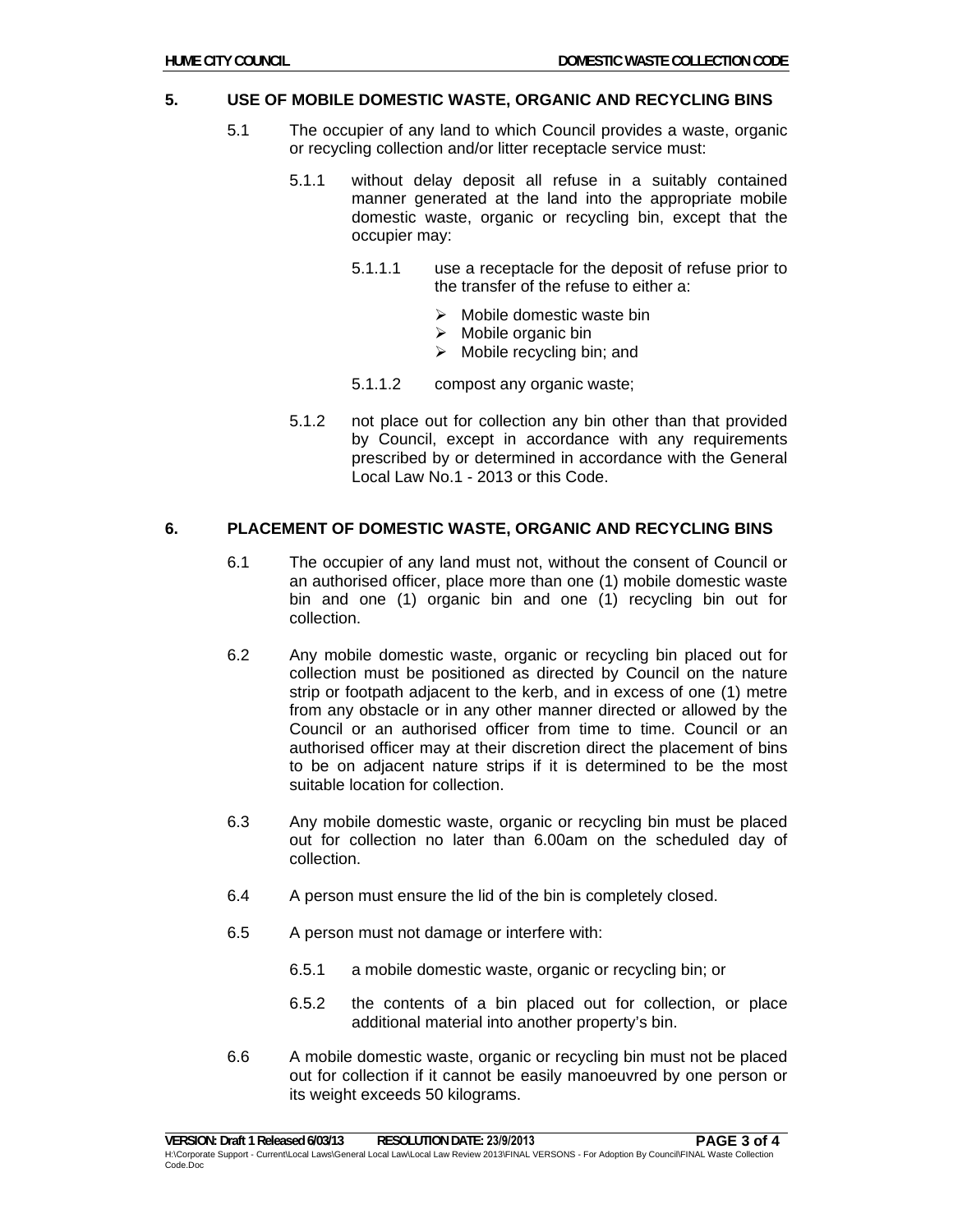## 5. USE OF MOBILE DOMESTIC WASTE, ORGANIC AND RECYCLING BINS

5.1 The occupier of any land to which Council provides a waste, organic or recycling collection and/or litter receptacle service must:

5.1.1 without delay deposit all refuse in a suitably contained manner generated at the land into the appropriate mobile domestic waste, organic or recycling bin, except that the occupier may:

5.1.1.1 use a receptacle for the deposit of refuse prior to the transfer of the refuse to either a:

- Mobile domestic waste bin
- Mobile organic bin
- Mobile recycling bin; and

5.1.1.2 compost any organic waste;

5.1.2 not place out for collection any bin other than that provided by Council, except in accordance with any requirements prescribed by or determined in accordance with the General Local Law No.1 - 2013 or this Code.

## 6. PLACEMENT OF DOMESTIC WASTE, ORGANIC AND RECYCLING BINS

6.1 The occupier of any land must not, without the consent of Council or an authorised officer, place more than one (1) mobile domestic waste bin and one (1) organic bin and one (1) recycling bin out for collection.

6.2 Any mobile domestic waste, organic or recycling bin placed out for collection must be positioned as directed by Council on the nature strip or footpath adjacent to the kerb, and in excess of one (1) metre from any obstacle or in any other manner directed or allowed by the Council or an authorised officer from time to time. Council or an authorised officer may at their discretion direct the placement of bins to be on adjacent nature strips if it is determined to be the most suitable location for collection.

6.3 Any mobile domestic waste, organic or recycling bin must be placed out for collection no later than 6.00am on the scheduled day of collection.

6.4 A person must ensure the lid of the bin is completely closed.

6.5 A person must not damage or interfere with:

6.5.1 a mobile domestic waste, organic or recycling bin; or

6.5.2 the contents of a bin placed out for collection, or place additional material into another property's bin.

6.6 A mobile domestic waste, organic or recycling bin must not be placed out for collection if it cannot be easily manoeuvred by one person or its weight exceeds 50 kilograms.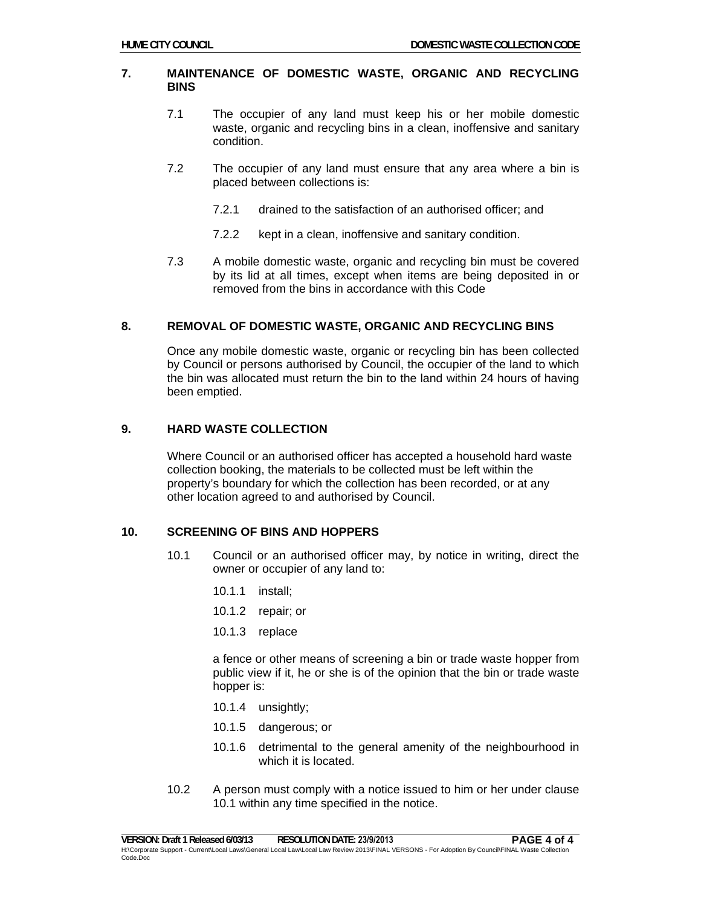## 7. MAINTENANCE OF DOMESTIC WASTE, ORGANIC AND RECYCLING BINS

7.1 The occupier of any land must keep his or her mobile domestic waste, organic and recycling bins in a clean, inoffensive and sanitary condition.

7.2 The occupier of any land must ensure that any area where a bin is placed between collections is:

7.2.1 drained to the satisfaction of an authorised officer; and

7.2.2 kept in a clean, inoffensive and sanitary condition.

7.3 A mobile domestic waste, organic and recycling bin must be covered by its lid at all times, except when items are being deposited in or removed from the bins in accordance with this Code

## 8. REMOVAL OF DOMESTIC WASTE, ORGANIC AND RECYCLING BINS

Once any mobile domestic waste, organic or recycling bin has been collected by Council or persons authorised by Council, the occupier of the land to which the bin was allocated must return the bin to the land within 24 hours of having been emptied.

## 9. HARD WASTE COLLECTION

Where Council or an authorised officer has accepted a household hard waste collection booking, the materials to be collected must be left within the property's boundary for which the collection has been recorded, or at any other location agreed to and authorised by Council.

## 10. SCREENING OF BINS AND HOPPERS

10.1 Council or an authorised officer may, by notice in writing, direct the owner or occupier of any land to:

10.1.1 install;

10.1.2 repair; or

10.1.3 replace

a fence or other means of screening a bin or trade waste hopper from public view if it, he or she is of the opinion that the bin or trade waste hopper is:

10.1.4 unsightly;

10.1.5 dangerous; or

10.1.6 detrimental to the general amenity of the neighbourhood in which it is located.

10.2 A person must comply with a notice issued to him or her under clause 10.1 within any time specified in the notice.